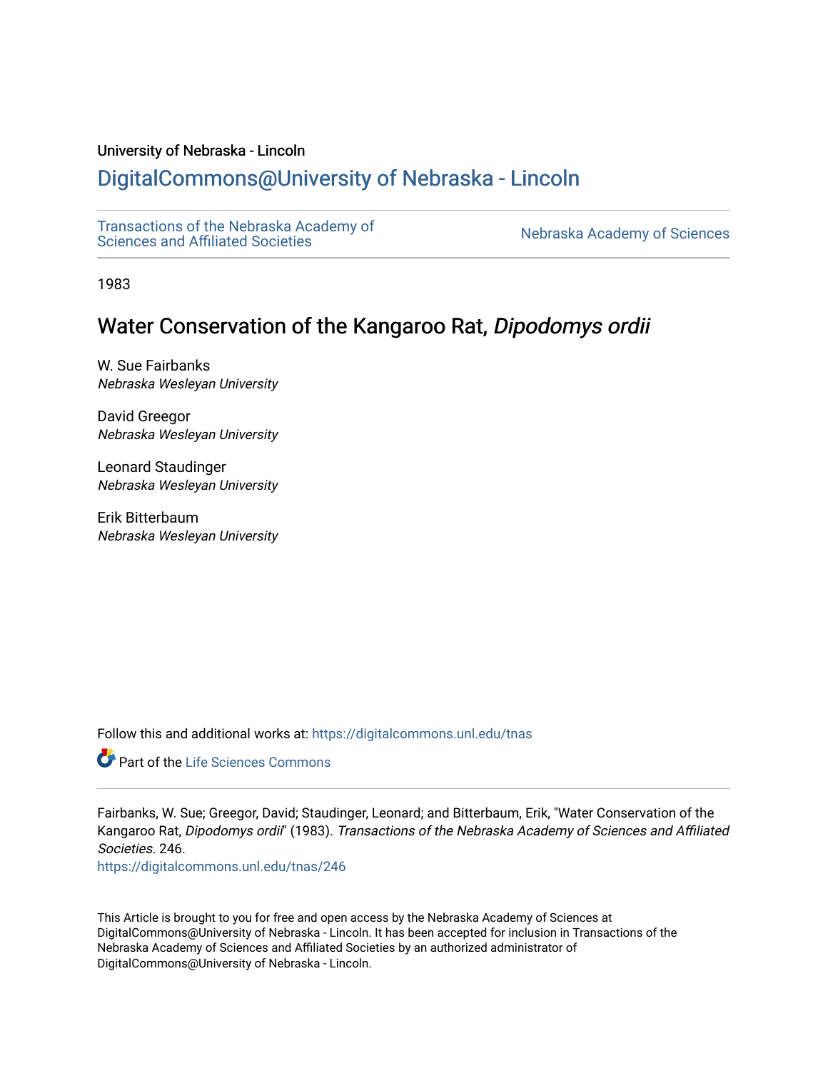University of Nebraska - Lincoln

## DigitalCommons@University of Nebraska - Lincoln

Transactions of the Nebraska Academy of Sciences and Affiliated Societies

Nebraska Academy of Sciences

1983

# Water Conservation of the Kangaroo Rat, *Dipodomys ordii*

W. Sue Fairbanks
*Nebraska Wesleyan University*

David Greegor
*Nebraska Wesleyan University*

Leonard Staudinger
*Nebraska Wesleyan University*

Erik Bitterbaum
*Nebraska Wesleyan University*

Follow this and additional works at: https://digitalcommons.unl.edu/tnas

Part of the Life Sciences Commons

Fairbanks, W. Sue; Greegor, David; Staudinger, Leonard; and Bitterbaum, Erik, "Water Conservation of the Kangaroo Rat, *Dipodomys ordii*" (1983). *Transactions of the Nebraska Academy of Sciences and Affiliated Societies*. 246.
https://digitalcommons.unl.edu/tnas/246

This Article is brought to you for free and open access by the Nebraska Academy of Sciences at DigitalCommons@University of Nebraska - Lincoln. It has been accepted for inclusion in Transactions of the Nebraska Academy of Sciences and Affiliated Societies by an authorized administrator of DigitalCommons@University of Nebraska - Lincoln.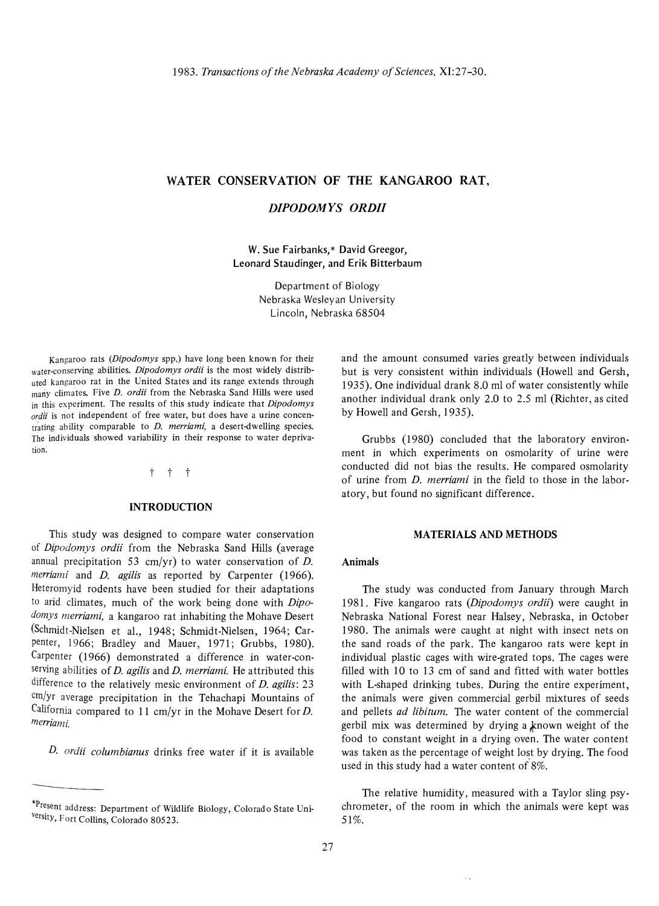# WATER CONSERVATION OF THE KANGAROO RAT, *DIPODOMYS ORDII*

W. Sue Fairbanks,* David Greegor, Leonard Staudinger, and Erik Bitterbaum

Department of Biology
Nebraska Wesleyan University
Lincoln, Nebraska 68504

Kangaroo rats (*Dipodomys* spp.) have long been known for their water-conserving abilities. *Dipodomys ordii* is the most widely distributed kangaroo rat in the United States and its range extends through many climates. Five *D. ordii* from the Nebraska Sand Hills were used in this experiment. The results of this study indicate that *Dipodomys ordii* is not independent of free water, but does have a urine concentrating ability comparable to *D. merriami,* a desert-dwelling species. The individuals showed variability in their response to water deprivation.

† † †

## INTRODUCTION

This study was designed to compare water conservation of *Dipodomys ordii* from the Nebraska Sand Hills (average annual precipitation 53 cm/yr) to water conservation of *D. merriami* and *D. agilis* as reported by Carpenter (1966). Heteromyid rodents have been studied for their adaptations to arid climates, much of the work being done with *Dipodomys merriami,* a kangaroo rat inhabiting the Mohave Desert (Schmidt-Nielsen et al., 1948; Schmidt-Nielsen, 1964; Carpenter, 1966; Bradley and Mauer, 1971; Grubbs, 1980). Carpenter (1966) demonstrated a difference in water-conserving abilities of *D. agilis* and *D. merriami.* He attributed this difference to the relatively mesic environment of *D. agilis*: 23 cm/yr average precipitation in the Tehachapi Mountains of California compared to 11 cm/yr in the Mohave Desert for *D. merriami.*

*D. ordii columbianus* drinks free water if it is available and the amount consumed varies greatly between individuals but is very consistent within individuals (Howell and Gersh, 1935). One individual drank 8.0 ml of water consistently while another individual drank only 2.0 to 2.5 ml (Richter, as cited by Howell and Gersh, 1935).

Grubbs (1980) concluded that the laboratory environment in which experiments on osmolarity of urine were conducted did not bias the results. He compared osmolarity of urine from *D. merriami* in the field to those in the laboratory, but found no significant difference.

## MATERIALS AND METHODS

### Animals

The study was conducted from January through March 1981. Five kangaroo rats (*Dipodomys ordii*) were caught in Nebraska National Forest near Halsey, Nebraska, in October 1980. The animals were caught at night with insect nets on the sand roads of the park. The kangaroo rats were kept in individual plastic cages with wire-grated tops. The cages were filled with 10 to 13 cm of sand and fitted with water bottles with L-shaped drinking tubes. During the entire experiment, the animals were given commercial gerbil mixtures of seeds and pellets *ad libitum.* The water content of the commercial gerbil mix was determined by drying a known weight of the food to constant weight in a drying oven. The water content was taken as the percentage of weight lost by drying. The food used in this study had a water content of 8%.

The relative humidity, measured with a Taylor sling psychrometer, of the room in which the animals were kept was 51%.

---

*Present address: Department of Wildlife Biology, Colorado State University, Fort Collins, Colorado 80523.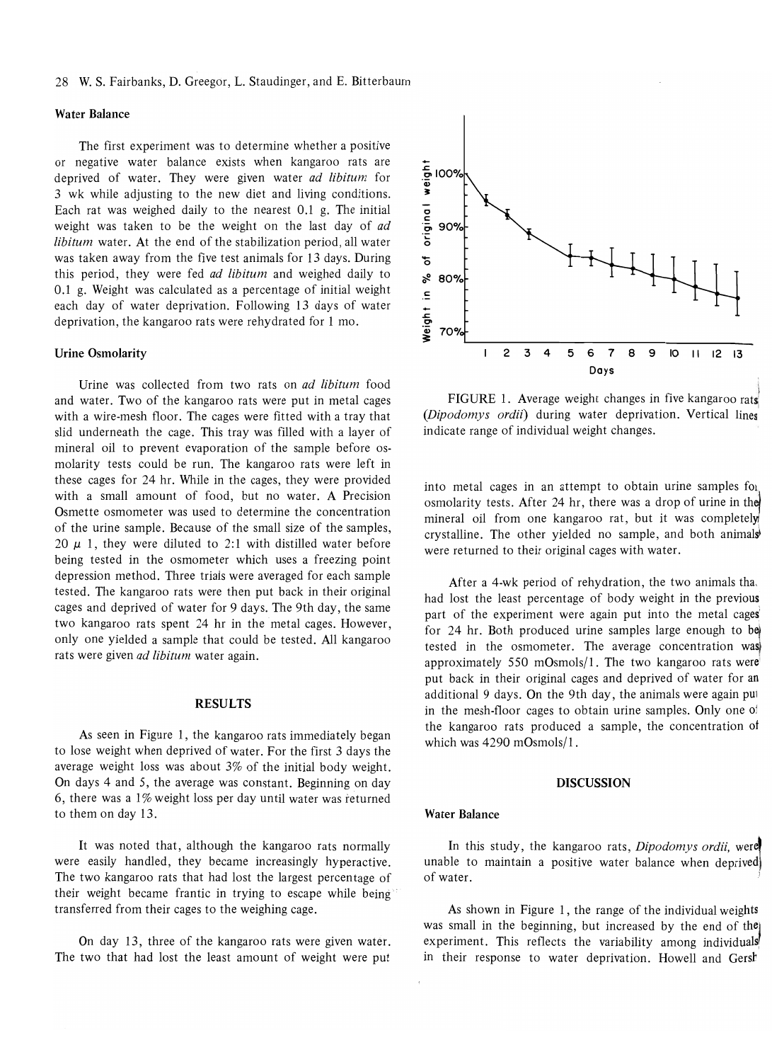### Water Balance

The first experiment was to determine whether a positive or negative water balance exists when kangaroo rats are deprived of water. They were given water *ad libitum* for 3 wk while adjusting to the new diet and living conditions. Each rat was weighed daily to the nearest 0.1 g. The initial weight was taken to be the weight on the last day of *ad libitum* water. At the end of the stabilization period, all water was taken away from the five test animals for 13 days. During this period, they were fed *ad libitum* and weighed daily to 0.1 g. Weight was calculated as a percentage of initial weight each day of water deprivation. Following 13 days of water deprivation, the kangaroo rats were rehydrated for 1 mo.

### Urine Osmolarity

Urine was collected from two rats on *ad libitum* food and water. Two of the kangaroo rats were put in metal cages with a wire-mesh floor. The cages were fitted with a tray that slid underneath the cage. This tray was filled with a layer of mineral oil to prevent evaporation of the sample before osmolarity tests could be run. The kangaroo rats were left in these cages for 24 hr. While in the cages, they were provided with a small amount of food, but no water. A Precision Osmette osmometer was used to determine the concentration of the urine sample. Because of the small size of the samples, 20 $\mu$ 1, they were diluted to 2:1 with distilled water before being tested in the osmometer which uses a freezing point depression method. Three trials were averaged for each sample tested. The kangaroo rats were then put back in their original cages and deprived of water for 9 days. The 9th day, the same two kangaroo rats spent 24 hr in the metal cages. However, only one yielded a sample that could be tested. All kangaroo rats were given *ad libitum* water again.

## RESULTS

As seen in Figure 1, the kangaroo rats immediately began to lose weight when deprived of water. For the first 3 days the average weight loss was about 3% of the initial body weight. On days 4 and 5, the average was constant. Beginning on day 6, there was a 1% weight loss per day until water was returned to them on day 13.

It was noted that, although the kangaroo rats normally were easily handled, they became increasingly hyperactive. The two kangaroo rats that had lost the largest percentage of their weight became frantic in trying to escape while being transferred from their cages to the weighing cage.

On day 13, three of the kangaroo rats were given water. The two that had lost the least amount of weight were put into metal cages in an attempt to obtain urine samples for osmolarity tests. After 24 hr, there was a drop of urine in the mineral oil from one kangaroo rat, but it was completely crystalline. The other yielded no sample, and both animals were returned to their original cages with water.

After a 4-wk period of rehydration, the two animals that had lost the least percentage of body weight in the previous part of the experiment were again put into the metal cages for 24 hr. Both produced urine samples large enough to be tested in the osmometer. The average concentration was approximately 550 mOsmols/1. The two kangaroo rats were put back in their original cages and deprived of water for an additional 9 days. On the 9th day, the animals were again put in the mesh-floor cages to obtain urine samples. Only one of the kangaroo rats produced a sample, the concentration of which was 4290 mOsmols/1.

FIGURE 1. Average weight changes in five kangaroo rats (*Dipodomys ordii*) during water deprivation. Vertical lines indicate range of individual weight changes.

## DISCUSSION

### Water Balance

In this study, the kangaroo rats, *Dipodomys ordii*, were unable to maintain a positive water balance when deprived of water.

As shown in Figure 1, the range of the individual weights was small in the beginning, but increased by the end of the experiment. This reflects the variability among individuals in their response to water deprivation. Howell and Gersh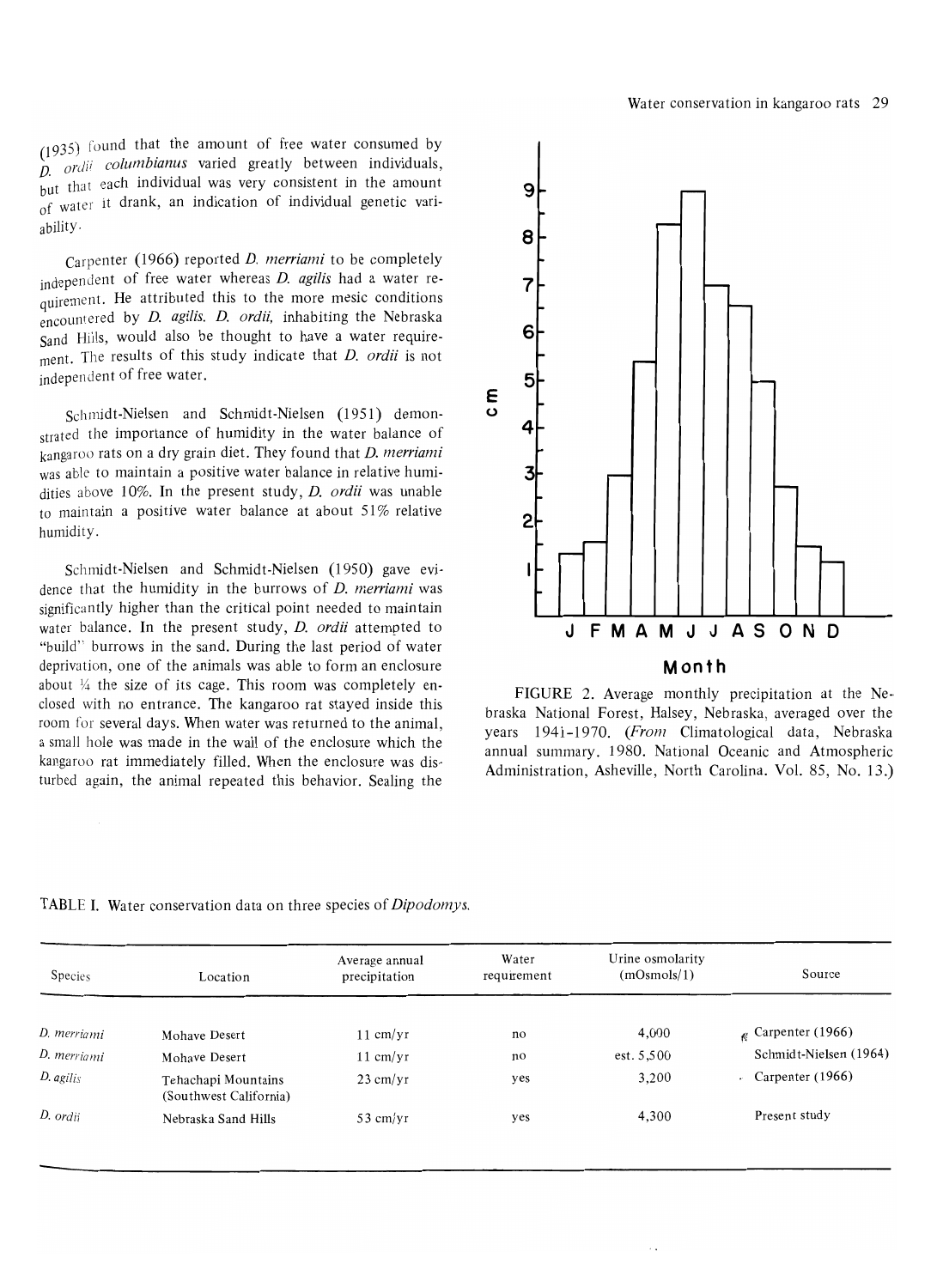(1935) found that the amount of free water consumed by *D. ordii columbianus* varied greatly between individuals, but that each individual was very consistent in the amount of water it drank, an indication of individual genetic variability.

Carpenter (1966) reported *D. merriami* to be completely independent of free water whereas *D. agilis* had a water requirement. He attributed this to the more mesic conditions encountered by *D. agilis*. *D. ordii*, inhabiting the Nebraska Sand Hills, would also be thought to have a water requirement. The results of this study indicate that *D. ordii* is not independent of free water.

Schmidt-Nielsen and Schmidt-Nielsen (1951) demonstrated the importance of humidity in the water balance of kangaroo rats on a dry grain diet. They found that *D. merriami* was able to maintain a positive water balance in relative humidities above 10%. In the present study, *D. ordii* was unable to maintain a positive water balance at about 51% relative humidity.

Schmidt-Nielsen and Schmidt-Nielsen (1950) gave evidence that the humidity in the burrows of *D. merriami* was significantly higher than the critical point needed to maintain water balance. In the present study, *D. ordii* attempted to "build" burrows in the sand. During the last period of water deprivation, one of the animals was able to form an enclosure about ¼ the size of its cage. This room was completely enclosed with no entrance. The kangaroo rat stayed inside this room for several days. When water was returned to the animal, a small hole was made in the wall of the enclosure which the kangaroo rat immediately filled. When the enclosure was disturbed again, the animal repeated this behavior. Sealing the

FIGURE 2. Average monthly precipitation at the Nebraska National Forest, Halsey, Nebraska, averaged over the years 1941–1970. (*From* Climatological data, Nebraska annual summary. 1980. National Oceanic and Atmospheric Administration, Asheville, North Carolina. Vol. 85, No. 13.)

TABLE I. Water conservation data on three species of *Dipodomys*.

| Species | Location | Average annual precipitation | Water requirement | Urine osmolarity (mOsmols/l) | Source |
|---|---|---|---|---|---|
| *D. merriami* | Mohave Desert | 11 cm/yr | no | 4,000 | Carpenter (1966) |
| *D. merriami* | Mohave Desert | 11 cm/yr | no | est. 5,500 | Schmidt-Nielsen (1964) |
| *D. agilis* | Tehachapi Mountains (Southwest California) | 23 cm/yr | yes | 3,200 | Carpenter (1966) |
| *D. ordii* | Nebraska Sand Hills | 53 cm/yr | yes | 4,300 | Present study |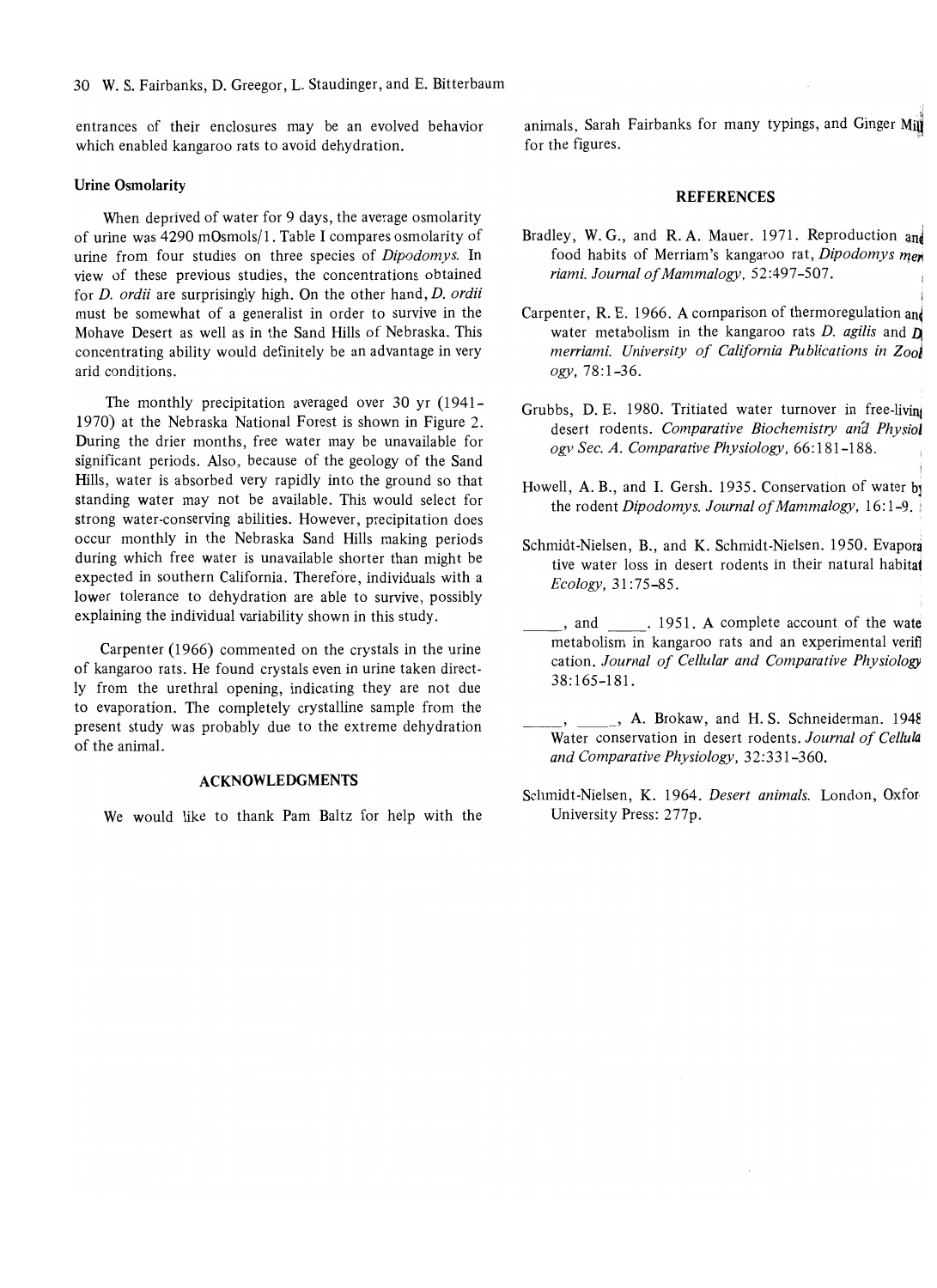entrances of their enclosures may be an evolved behavior which enabled kangaroo rats to avoid dehydration.

### Urine Osmolarity

When deprived of water for 9 days, the average osmolarity of urine was 4290 mOsmols/l. Table I compares osmolarity of urine from four studies on three species of *Dipodomys*. In view of these previous studies, the concentrations obtained for *D. ordii* are surprisingly high. On the other hand, *D. ordii* must be somewhat of a generalist in order to survive in the Mohave Desert as well as in the Sand Hills of Nebraska. This concentrating ability would definitely be an advantage in very arid conditions.

The monthly precipitation averaged over 30 yr (1941–1970) at the Nebraska National Forest is shown in Figure 2. During the drier months, free water may be unavailable for significant periods. Also, because of the geology of the Sand Hills, water is absorbed very rapidly into the ground so that standing water may not be available. This would select for strong water-conserving abilities. However, precipitation does occur monthly in the Nebraska Sand Hills making periods during which free water is unavailable shorter than might be expected in southern California. Therefore, individuals with a lower tolerance to dehydration are able to survive, possibly explaining the individual variability shown in this study.

Carpenter (1966) commented on the crystals in the urine of kangaroo rats. He found crystals even in urine taken directly from the urethral opening, indicating they are not due to evaporation. The completely crystalline sample from the present study was probably due to the extreme dehydration of the animal.

## ACKNOWLEDGMENTS

We would like to thank Pam Baltz for help with the animals, Sarah Fairbanks for many typings, and Ginger Mill for the figures.

## REFERENCES

Bradley, W. G., and R. A. Mauer. 1971. Reproduction and food habits of Merriam's kangaroo rat, *Dipodomys merriami*. *Journal of Mammalogy*, 52:497–507.

Carpenter, R. E. 1966. A comparison of thermoregulation and water metabolism in the kangaroo rats *D. agilis* and *D. merriami*. *University of California Publications in Zoology*, 78:1–36.

Grubbs, D. E. 1980. Tritiated water turnover in free-living desert rodents. *Comparative Biochemistry and Physiology Sec. A. Comparative Physiology*, 66:181–188.

Howell, A. B., and I. Gersh. 1935. Conservation of water by the rodent *Dipodomys*. *Journal of Mammalogy*, 16:1–9.

Schmidt-Nielsen, B., and K. Schmidt-Nielsen. 1950. Evaporative water loss in desert rodents in their natural habitat. *Ecology*, 31:75–85.

\_\_\_\_\_, and \_\_\_\_\_. 1951. A complete account of the water metabolism in kangaroo rats and an experimental verification. *Journal of Cellular and Comparative Physiology*, 38:165–181.

\_\_\_\_\_, \_\_\_\_\_, A. Brokaw, and H. S. Schneiderman. 1948. Water conservation in desert rodents. *Journal of Cellular and Comparative Physiology*, 32:331–360.

Schmidt-Nielsen, K. 1964. *Desert animals*. London, Oxford University Press: 277p.